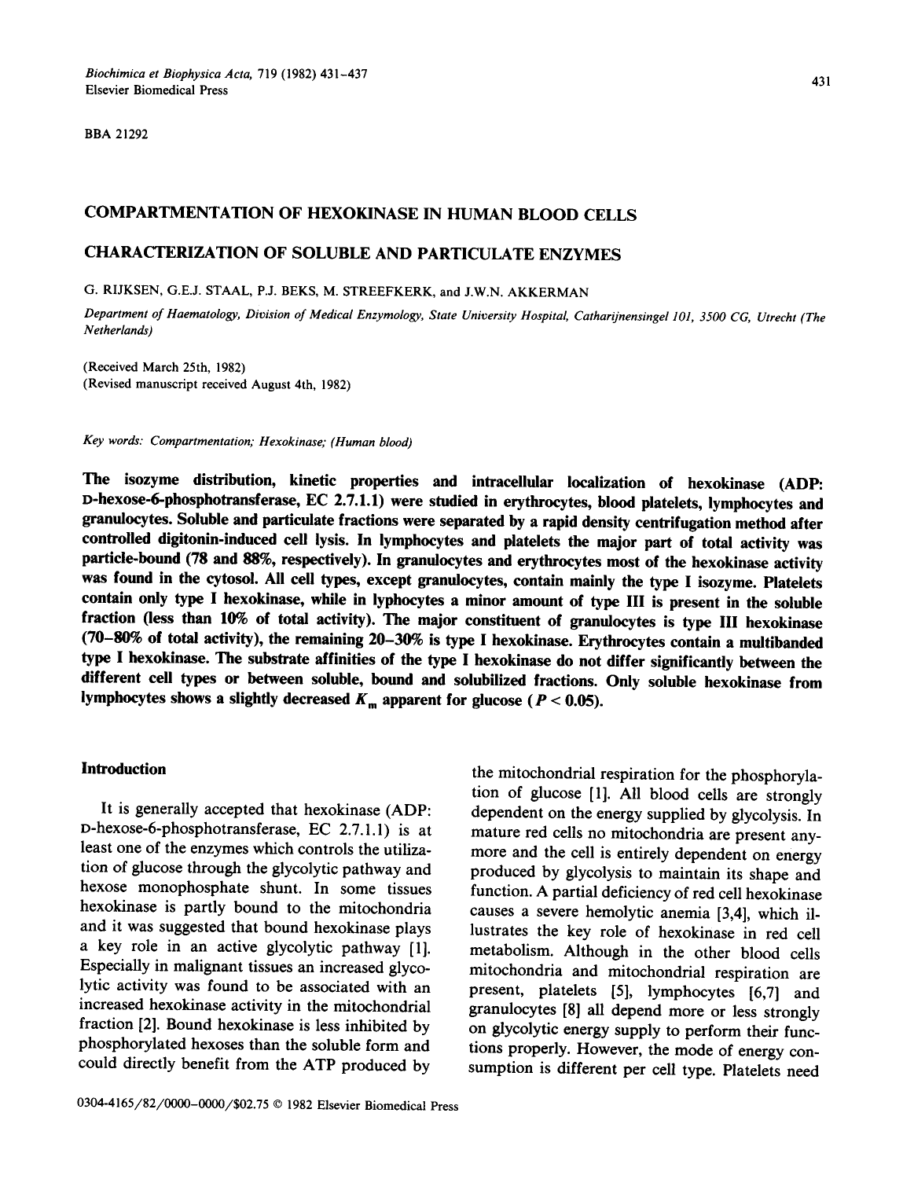BBA 21292

# COMPARTMENTATION OF HEXOKINASE IN HUMAN BLOOD CELLS

## CHARACTERIZATION OF SOLUBLE AND PARTICULATE ENZYMES

G. RIJKSEN, G.E.J. STAAL, P.J. BEKS, M. STREEFKERK, and J.W.N. AKKERMAN

*Department of Haematology, Division of Medical Enzymology, State University Hospital, Catharijnensingel 101, 3500 CG, Utrecht (The Netherlands)*

(Received March 25th, 1982)
(Revised manuscript received August 4th, 1982)

*Key words: Compartmentation; Hexokinase; (Human blood)*

**The isozyme distribution, kinetic properties and intracellular localization of hexokinase (ADP: D-hexose-6-phosphotransferase, EC 2.7.1.1) were studied in erythrocytes, blood platelets, lymphocytes and granulocytes. Soluble and particulate fractions were separated by a rapid density centrifugation method after controlled digitonin-induced cell lysis. In lymphocytes and platelets the major part of total activity was particle-bound (78 and 88%, respectively). In granulocytes and erythrocytes most of the hexokinase activity was found in the cytosol. All cell types, except granulocytes, contain mainly the type I isozyme. Platelets contain only type I hexokinase, while in lyphocytes a minor amount of type III is present in the soluble fraction (less than 10% of total activity). The major constituent of granulocytes is type III hexokinase (70–80% of total activity), the remaining 20–30% is type I hexokinase. Erythrocytes contain a multibanded type I hexokinase. The substrate affinities of the type I hexokinase do not differ significantly between the different cell types or between soluble, bound and solubilized fractions. Only soluble hexokinase from lymphocytes shows a slightly decreased $K_m$ apparent for glucose ($P < 0.05$).**

## Introduction

It is generally accepted that hexokinase (ADP: D-hexose-6-phosphotransferase, EC 2.7.1.1) is at least one of the enzymes which controls the utilization of glucose through the glycolytic pathway and hexose monophosphate shunt. In some tissues hexokinase is partly bound to the mitochondria and it was suggested that bound hexokinase plays a key role in an active glycolytic pathway [1]. Especially in malignant tissues an increased glycolytic activity was found to be associated with an increased hexokinase activity in the mitochondrial fraction [2]. Bound hexokinase is less inhibited by phosphorylated hexoses than the soluble form and could directly benefit from the ATP produced by the mitochondrial respiration for the phosphorylation of glucose [1]. All blood cells are strongly dependent on the energy supplied by glycolysis. In mature red cells no mitochondria are present anymore and the cell is entirely dependent on energy produced by glycolysis to maintain its shape and function. A partial deficiency of red cell hexokinase causes a severe hemolytic anemia [3,4], which illustrates the key role of hexokinase in red cell metabolism. Although in the other blood cells mitochondria and mitochondrial respiration are present, platelets [5], lymphocytes [6,7] and granulocytes [8] all depend more or less strongly on glycolytic energy supply to perform their functions properly. However, the mode of energy consumption is different per cell type. Platelets need

0304-4165/82/0000-0000/$02.75 © 1982 Elsevier Biomedical Press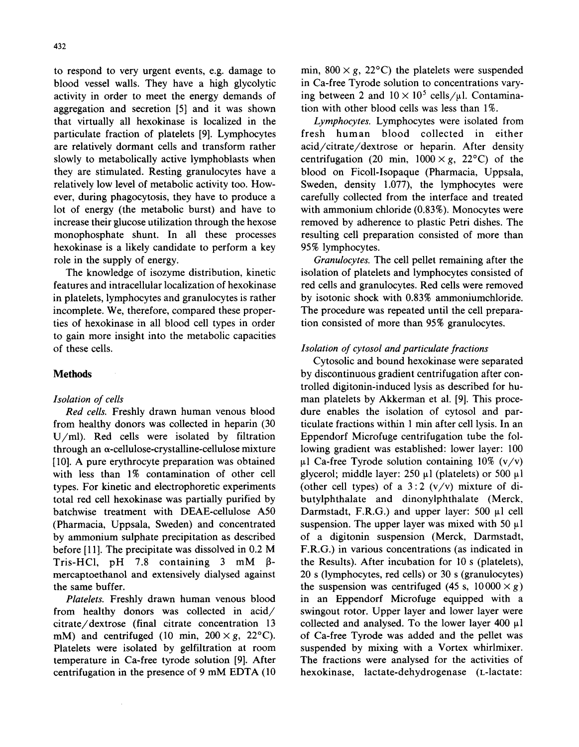to respond to very urgent events, e.g. damage to blood vessel walls. They have a high glycolytic activity in order to meet the energy demands of aggregation and secretion [5] and it was shown that virtually all hexokinase is localized in the particulate fraction of platelets [9]. Lymphocytes are relatively dormant cells and transform rather slowly to metabolically active lymphoblasts when they are stimulated. Resting granulocytes have a relatively low level of metabolic activity too. However, during phagocytosis, they have to produce a lot of energy (the metabolic burst) and have to increase their glucose utilization through the hexose monophosphate shunt. In all these processes hexokinase is a likely candidate to perform a key role in the supply of energy.

The knowledge of isozyme distribution, kinetic features and intracellular localization of hexokinase in platelets, lymphocytes and granulocytes is rather incomplete. We, therefore, compared these properties of hexokinase in all blood cell types in order to gain more insight into the metabolic capacities of these cells.

## Methods

### *Isolation of cells*

*Red cells.* Freshly drawn human venous blood from healthy donors was collected in heparin (30 U/ml). Red cells were isolated by filtration through an α-cellulose-crystalline-cellulose mixture [10]. A pure erythrocyte preparation was obtained with less than 1% contamination of other cell types. For kinetic and electrophoretic experiments total red cell hexokinase was partially purified by batchwise treatment with DEAE-cellulose A50 (Pharmacia, Uppsala, Sweden) and concentrated by ammonium sulphate precipitation as described before [11]. The precipitate was dissolved in 0.2 M Tris-HCl, pH 7.8 containing 3 mM β-mercaptoethanol and extensively dialysed against the same buffer.

*Platelets.* Freshly drawn human venous blood from healthy donors was collected in acid/citrate/dextrose (final citrate concentration 13 mM) and centrifuged (10 min, $200 \times g$, 22°C). Platelets were isolated by gelfiltration at room temperature in Ca-free tyrode solution [9]. After centrifugation in the presence of 9 mM EDTA (10 min, $800 \times g$, 22°C) the platelets were suspended in Ca-free Tyrode solution to concentrations varying between 2 and $10 \times 10^5$ cells/μl. Contamination with other blood cells was less than 1%.

*Lymphocytes.* Lymphocytes were isolated from fresh human blood collected in either acid/citrate/dextrose or heparin. After density centrifugation (20 min, $1000 \times g$, 22°C) of the blood on Ficoll-Isopaque (Pharmacia, Uppsala, Sweden, density 1.077), the lymphocytes were carefully collected from the interface and treated with ammonium chloride (0.83%). Monocytes were removed by adherence to plastic Petri dishes. The resulting cell preparation consisted of more than 95% lymphocytes.

*Granulocytes.* The cell pellet remaining after the isolation of platelets and lymphocytes consisted of red cells and granulocytes. Red cells were removed by isotonic shock with 0.83% ammoniumchloride. The procedure was repeated until the cell preparation consisted of more than 95% granulocytes.

### *Isolation of cytosol and particulate fractions*

Cytosolic and bound hexokinase were separated by discontinuous gradient centrifugation after controlled digitonin-induced lysis as described for human platelets by Akkerman et al. [9]. This procedure enables the isolation of cytosol and particulate fractions within 1 min after cell lysis. In an Eppendorf Microfuge centrifugation tube the following gradient was established: lower layer: 100 μl Ca-free Tyrode solution containing 10% (v/v) glycerol; middle layer: 250 μl (platelets) or 500 μl (other cell types) of a 3:2 (v/v) mixture of dibutylphthalate and dinonylphthalate (Merck, Darmstadt, F.R.G.) and upper layer: 500 μl cell suspension. The upper layer was mixed with 50 μl of a digitonin suspension (Merck, Darmstadt, F.R.G.) in various concentrations (as indicated in the Results). After incubation for 10 s (platelets), 20 s (lymphocytes, red cells) or 30 s (granulocytes) the suspension was centrifuged (45 s, $10000 \times g$) in an Eppendorf Microfuge equipped with a swingout rotor. Upper layer and lower layer were collected and analysed. To the lower layer 400 μl of Ca-free Tyrode was added and the pellet was suspended by mixing with a Vortex whirlmixer. The fractions were analysed for the activities of hexokinase, lactate-dehydrogenase (L-lactate: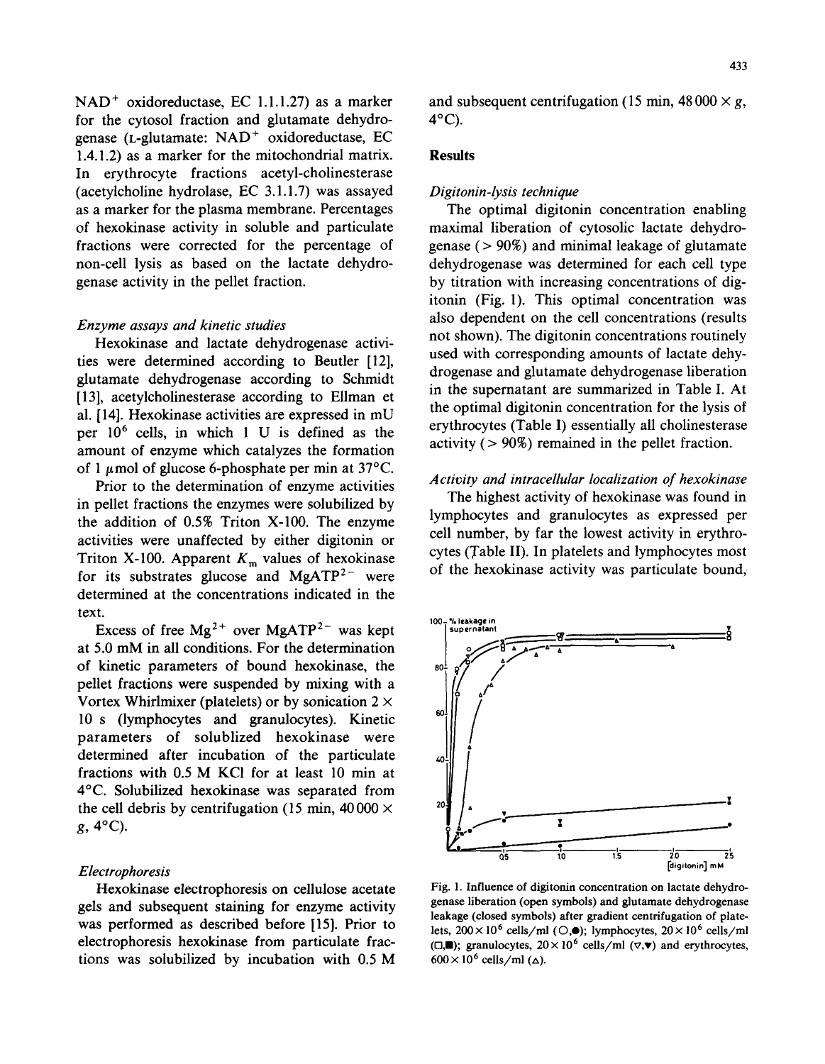NAD$^+$ oxidoreductase, EC 1.1.1.27) as a marker for the cytosol fraction and glutamate dehydrogenase (L-glutamate: NAD$^+$ oxidoreductase, EC 1.4.1.2) as a marker for the mitochondrial matrix. In erythrocyte fractions acetyl-cholinesterase (acetylcholine hydrolase, EC 3.1.1.7) was assayed as a marker for the plasma membrane. Percentages of hexokinase activity in soluble and particulate fractions were corrected for the percentage of non-cell lysis as based on the lactate dehydrogenase activity in the pellet fraction.

### *Enzyme assays and kinetic studies*

Hexokinase and lactate dehydrogenase activities were determined according to Beutler [12], glutamate dehydrogenase according to Schmidt [13], acetylcholinesterase according to Ellman et al. [14]. Hexokinase activities are expressed in mU per $10^6$ cells, in which 1 U is defined as the amount of enzyme which catalyzes the formation of 1 $\mu$mol of glucose 6-phosphate per min at 37°C.

Prior to the determination of enzyme activities in pellet fractions the enzymes were solubilized by the addition of 0.5% Triton X-100. The enzyme activities were unaffected by either digitonin or Triton X-100. Apparent $K_m$ values of hexokinase for its substrates glucose and $MgATP^{2-}$ were determined at the concentrations indicated in the text.

Excess of free $Mg^{2+}$ over $MgATP^{2-}$ was kept at 5.0 mM in all conditions. For the determination of kinetic parameters of bound hexokinase, the pellet fractions were suspended by mixing with a Vortex Whirlmixer (platelets) or by sonication 2 × 10 s (lymphocytes and granulocytes). Kinetic parameters of solublized hexokinase were determined after incubation of the particulate fractions with 0.5 M KCl for at least 10 min at 4°C. Solubilized hexokinase was separated from the cell debris by centrifugation (15 min, 40 000 × *g*, 4°C).

### *Electrophoresis*

Hexokinase electrophoresis on cellulose acetate gels and subsequent staining for enzyme activity was performed as described before [15]. Prior to electrophoresis hexokinase from particulate fractions was solubilized by incubation with 0.5 M and subsequent centrifugation (15 min, 48 000 × *g*, 4°C).

## Results

### *Digitonin-lysis technique*

The optimal digitonin concentration enabling maximal liberation of cytosolic lactate dehydrogenase (> 90%) and minimal leakage of glutamate dehydrogenase was determined for each cell type by titration with increasing concentrations of digitonin (Fig. 1). This optimal concentration was also dependent on the cell concentrations (results not shown). The digitonin concentrations routinely used with corresponding amounts of lactate dehydrogenase and glutamate dehydrogenase liberation in the supernatant are summarized in Table I. At the optimal digitonin concentration for the lysis of erythrocytes (Table I) essentially all cholinesterase activity (> 90%) remained in the pellet fraction.

### *Activity and intracellular localization of hexokinase*

The highest activity of hexokinase was found in lymphocytes and granulocytes as expressed per cell number, by far the lowest activity in erythrocytes (Table II). In platelets and lymphocytes most of the hexokinase activity was particulate bound,

Fig. 1. Influence of digitonin concentration on lactate dehydrogenase liberation (open symbols) and glutamate dehydrogenase leakage (closed symbols) after gradient centrifugation of platelets, 200 × $10^6$ cells/ml (○,●); lymphocytes, 20 × $10^6$ cells/ml (□,■); granulocytes, 20 × $10^6$ cells/ml (▽,▼) and erythrocytes, 600 × $10^6$ cells/ml (△).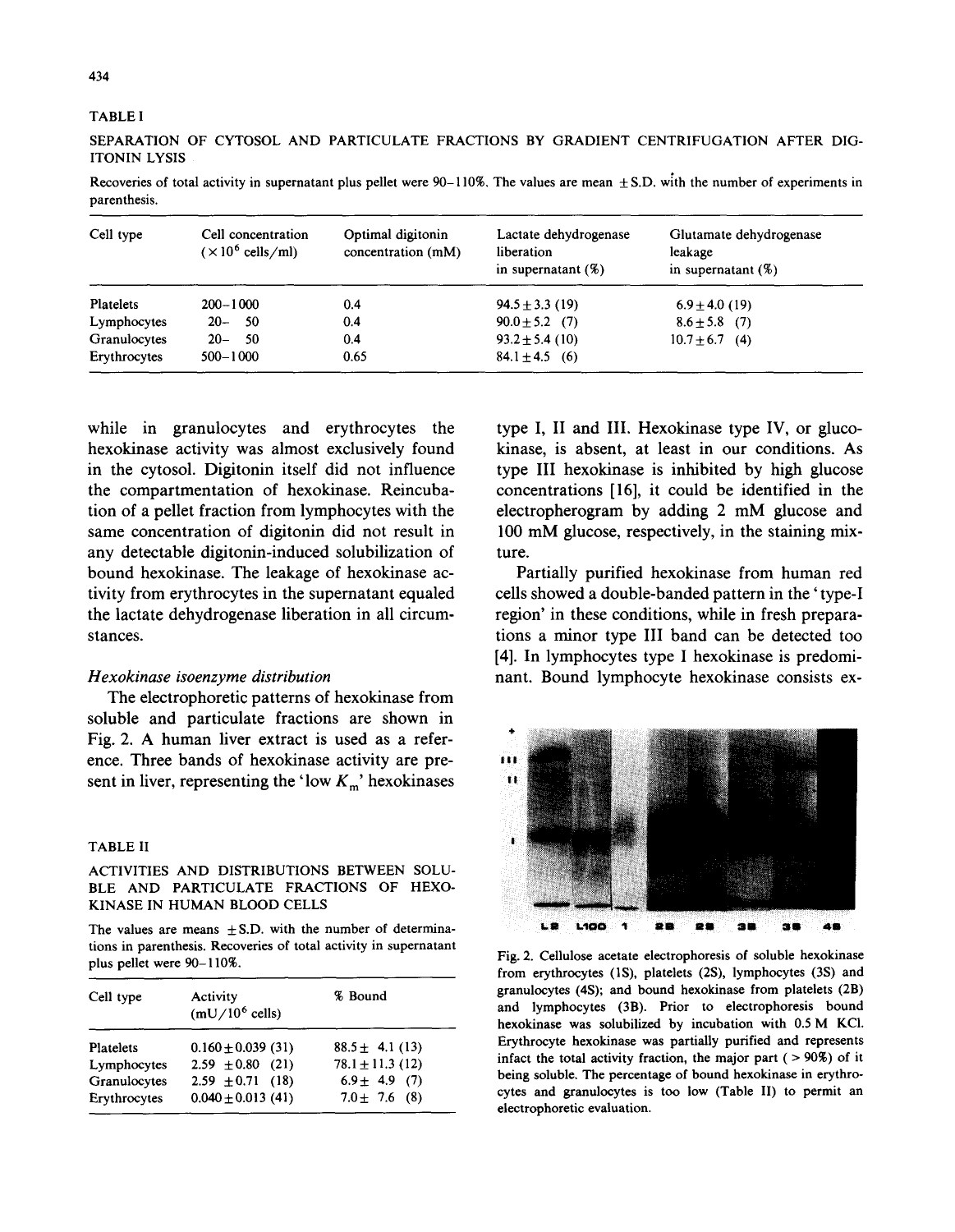TABLE I

SEPARATION OF CYTOSOL AND PARTICULATE FRACTIONS BY GRADIENT CENTRIFUGATION AFTER DIGITONIN LYSIS

Recoveries of total activity in supernatant plus pellet were 90–110%. The values are mean ±S.D. with the number of experiments in parenthesis.

| Cell type | Cell concentration ($\times 10^6$ cells/ml) | Optimal digitonin concentration (mM) | Lactate dehydrogenase liberation in supernatant (%) | Glutamate dehydrogenase leakage in supernatant (%) |
|---|---|---|---|---|
| Platelets | 200–1 000 | 0.4 | 94.5±3.3 (19) | 6.9±4.0 (19) |
| Lymphocytes | 20– 50 | 0.4 | 90.0±5.2 (7) | 8.6±5.8 (7) |
| Granulocytes | 20– 50 | 0.4 | 93.2±5.4 (10) | 10.7±6.7 (4) |
| Erythrocytes | 500–1 000 | 0.65 | 84.1±4.5 (6) | |

while in granulocytes and erythrocytes the hexokinase activity was almost exclusively found in the cytosol. Digitonin itself did not influence the compartmentation of hexokinase. Reincubation of a pellet fraction from lymphocytes with the same concentration of digitonin did not result in any detectable digitonin-induced solubilization of bound hexokinase. The leakage of hexokinase activity from erythrocytes in the supernatant equaled the lactate dehydrogenase liberation in all circumstances.

### *Hexokinase isoenzyme distribution*

The electrophoretic patterns of hexokinase from soluble and particulate fractions are shown in Fig. 2. A human liver extract is used as a reference. Three bands of hexokinase activity are present in liver, representing the 'low $K_m$' hexokinases type I, II and III. Hexokinase type IV, or glucokinase, is absent, at least in our conditions. As type III hexokinase is inhibited by high glucose concentrations [16], it could be identified in the electropherogram by adding 2 mM glucose and 100 mM glucose, respectively, in the staining mixture.

Partially purified hexokinase from human red cells showed a double-banded pattern in the 'type-I region' in these conditions, while in fresh preparations a minor type III band can be detected too [4]. In lymphocytes type I hexokinase is predominant. Bound lymphocyte hexokinase consists ex-

TABLE II

ACTIVITIES AND DISTRIBUTIONS BETWEEN SOLUBLE AND PARTICULATE FRACTIONS OF HEXOKINASE IN HUMAN BLOOD CELLS

The values are means ±S.D. with the number of determinations in parenthesis. Recoveries of total activity in supernatant plus pellet were 90–110%.

| Cell type | Activity (mU/$10^6$ cells) | % Bound |
|---|---|---|
| Platelets | 0.160±0.039 (31) | 88.5± 4.1 (13) |
| Lymphocytes | 2.59 ±0.80 (21) | 78.1±11.3 (12) |
| Granulocytes | 2.59 ±0.71 (18) | 6.9± 4.9 (7) |
| Erythrocytes | 0.040±0.013 (41) | 7.0± 7.6 (8) |

Fig. 2. Cellulose acetate electrophoresis of soluble hexokinase from erythrocytes (1S), platelets (2S), lymphocytes (3S) and granulocytes (4S); and bound hexokinase from platelets (2B) and lymphocytes (3B). Prior to electrophoresis bound hexokinase was solubilized by incubation with 0.5 M KCl. Erythrocyte hexokinase was partially purified and represents infact the total activity fraction, the major part (> 90%) of it being soluble. The percentage of bound hexokinase in erythrocytes and granulocytes is too low (Table II) to permit an electrophoretic evaluation.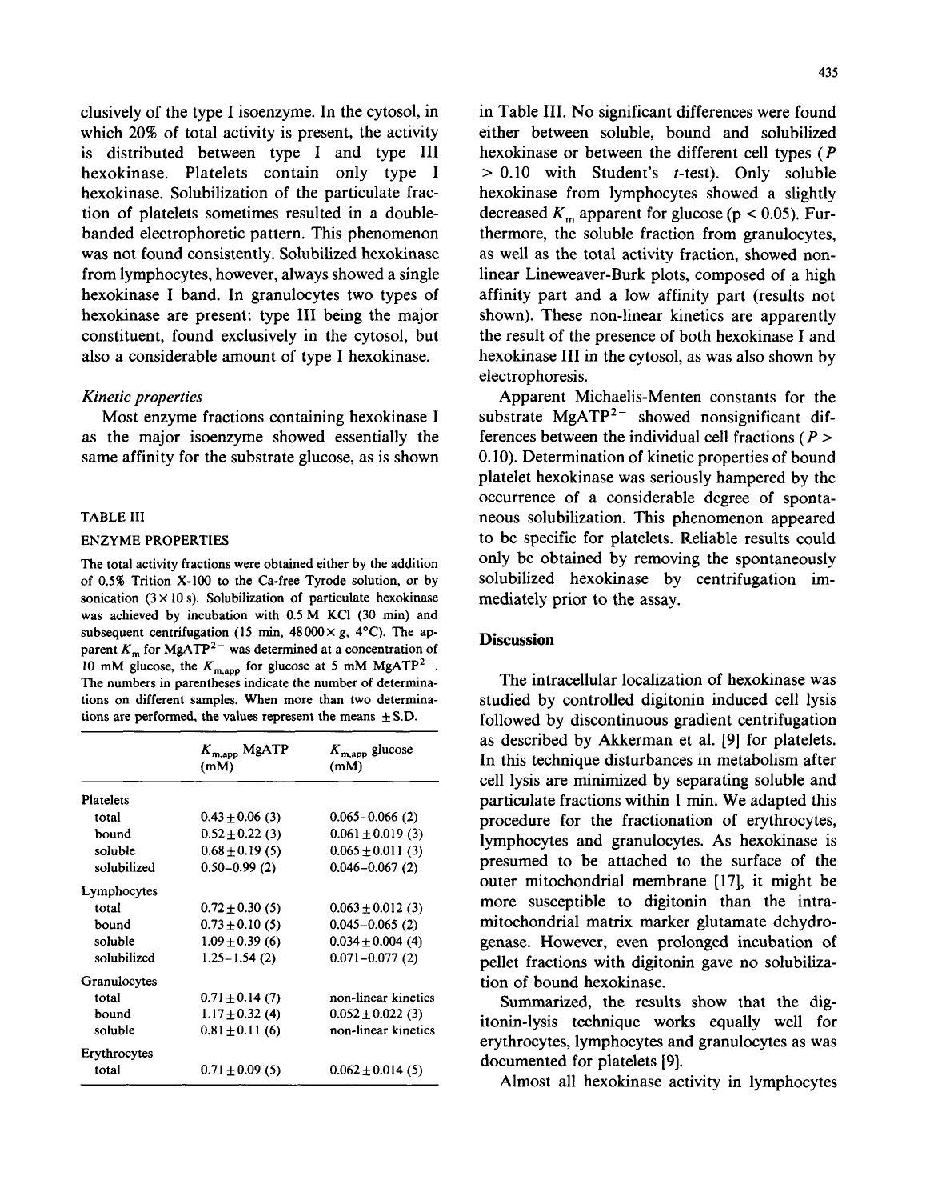clusively of the type I isoenzyme. In the cytosol, in which 20% of total activity is present, the activity is distributed between type I and type III hexokinase. Platelets contain only type I hexokinase. Solubilization of the particulate fraction of platelets sometimes resulted in a double-banded electrophoretic pattern. This phenomenon was not found consistently. Solubilized hexokinase from lymphocytes, however, always showed a single hexokinase I band. In granulocytes two types of hexokinase are present: type III being the major constituent, found exclusively in the cytosol, but also a considerable amount of type I hexokinase.

### *Kinetic properties*

Most enzyme fractions containing hexokinase I as the major isoenzyme showed essentially the same affinity for the substrate glucose, as is shown in Table III. No significant differences were found either between soluble, bound and solubilized hexokinase or between the different cell types ($P > 0.10$ with Student's $t$-test). Only soluble hexokinase from lymphocytes showed a slightly decreased $K_m$ apparent for glucose ($p < 0.05$). Furthermore, the soluble fraction from granulocytes, as well as the total activity fraction, showed non-linear Lineweaver-Burk plots, composed of a high affinity part and a low affinity part (results not shown). These non-linear kinetics are apparently the result of the presence of both hexokinase I and hexokinase III in the cytosol, as was also shown by electrophoresis.

Apparent Michaelis-Menten constants for the substrate $MgATP^{2-}$ showed nonsignificant differences between the individual cell fractions ($P > 0.10$). Determination of kinetic properties of bound platelet hexokinase was seriously hampered by the occurrence of a considerable degree of spontaneous solubilization. This phenomenon appeared to be specific for platelets. Reliable results could only be obtained by removing the spontaneously solubilized hexokinase by centrifugation immediately prior to the assay.

TABLE III

ENZYME PROPERTIES

The total activity fractions were obtained either by the addition of 0.5% Trition X-100 to the Ca-free Tyrode solution, or by sonication (3×10 s). Solubilization of particulate hexokinase was achieved by incubation with 0.5 M KCl (30 min) and subsequent centrifugation (15 min, 48000× $g$, 4°C). The apparent $K_m$ for $MgATP^{2-}$ was determined at a concentration of 10 mM glucose, the $K_{m,app}$ for glucose at 5 mM $MgATP^{2-}$. The numbers in parentheses indicate the number of determinations on different samples. When more than two determinations are performed, the values represent the means ± S.D.

| | $K_{m,app}$ MgATP (mM) | $K_{m,app}$ glucose (mM) |
|---|---|---|
| Platelets | | |
| total | 0.43 ± 0.06 (3) | 0.065–0.066 (2) |
| bound | 0.52 ± 0.22 (3) | 0.061 ± 0.019 (3) |
| soluble | 0.68 ± 0.19 (5) | 0.065 ± 0.011 (3) |
| solubilized | 0.50–0.99 (2) | 0.046–0.067 (2) |
| Lymphocytes | | |
| total | 0.72 ± 0.30 (5) | 0.063 ± 0.012 (3) |
| bound | 0.73 ± 0.10 (5) | 0.045–0.065 (2) |
| soluble | 1.09 ± 0.39 (6) | 0.034 ± 0.004 (4) |
| solubilized | 1.25–1.54 (2) | 0.071–0.077 (2) |
| Granulocytes | | |
| total | 0.71 ± 0.14 (7) | non-linear kinetics |
| bound | 1.17 ± 0.32 (4) | 0.052 ± 0.022 (3) |
| soluble | 0.81 ± 0.11 (6) | non-linear kinetics |
| Erythrocytes | | |
| total | 0.71 ± 0.09 (5) | 0.062 ± 0.014 (5) |

## Discussion

The intracellular localization of hexokinase was studied by controlled digitonin induced cell lysis followed by discontinuous gradient centrifugation as described by Akkerman et al. [9] for platelets. In this technique disturbances in metabolism after cell lysis are minimized by separating soluble and particulate fractions within 1 min. We adapted this procedure for the fractionation of erythrocytes, lymphocytes and granulocytes. As hexokinase is presumed to be attached to the surface of the outer mitochondrial membrane [17], it might be more susceptible to digitonin than the intramitochondrial matrix marker glutamate dehydrogenase. However, even prolonged incubation of pellet fractions with digitonin gave no solubilization of bound hexokinase.

Summarized, the results show that the digitonin-lysis technique works equally well for erythrocytes, lymphocytes and granulocytes as was documented for platelets [9].

Almost all hexokinase activity in lymphocytes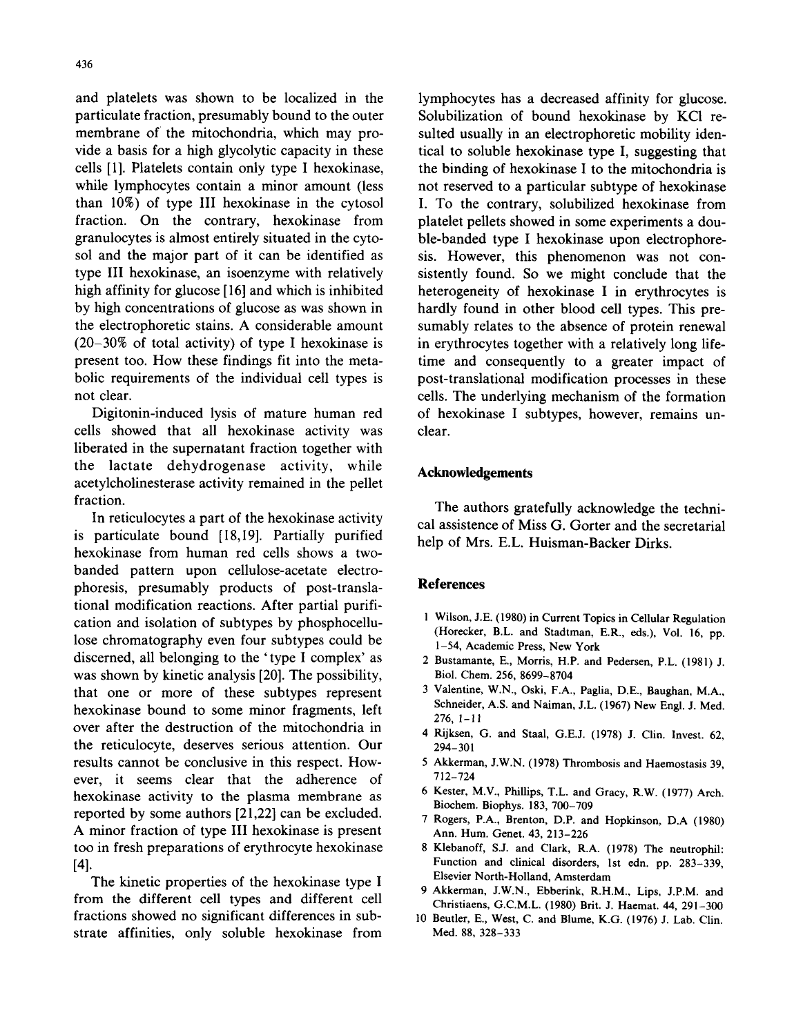and platelets was shown to be localized in the particulate fraction, presumably bound to the outer membrane of the mitochondria, which may provide a basis for a high glycolytic capacity in these cells [1]. Platelets contain only type I hexokinase, while lymphocytes contain a minor amount (less than 10%) of type III hexokinase in the cytosol fraction. On the contrary, hexokinase from granulocytes is almost entirely situated in the cytosol and the major part of it can be identified as type III hexokinase, an isoenzyme with relatively high affinity for glucose [16] and which is inhibited by high concentrations of glucose as was shown in the electrophoretic stains. A considerable amount (20–30% of total activity) of type I hexokinase is present too. How these findings fit into the metabolic requirements of the individual cell types is not clear.

Digitonin-induced lysis of mature human red cells showed that all hexokinase activity was liberated in the supernatant fraction together with the lactate dehydrogenase activity, while acetylcholinesterase activity remained in the pellet fraction.

In reticulocytes a part of the hexokinase activity is particulate bound [18,19]. Partially purified hexokinase from human red cells shows a two-banded pattern upon cellulose-acetate electrophoresis, presumably products of post-translational modification reactions. After partial purification and isolation of subtypes by phosphocellulose chromatography even four subtypes could be discerned, all belonging to the 'type I complex' as was shown by kinetic analysis [20]. The possibility, that one or more of these subtypes represent hexokinase bound to some minor fragments, left over after the destruction of the mitochondria in the reticulocyte, deserves serious attention. Our results cannot be conclusive in this respect. However, it seems clear that the adherence of hexokinase activity to the plasma membrane as reported by some authors [21,22] can be excluded. A minor fraction of type III hexokinase is present too in fresh preparations of erythrocyte hexokinase [4].

The kinetic properties of the hexokinase type I from the different cell types and different cell fractions showed no significant differences in substrate affinities, only soluble hexokinase from lymphocytes has a decreased affinity for glucose. Solubilization of bound hexokinase by KCl resulted usually in an electrophoretic mobility identical to soluble hexokinase type I, suggesting that the binding of hexokinase I to the mitochondria is not reserved to a particular subtype of hexokinase I. To the contrary, solubilized hexokinase from platelet pellets showed in some experiments a double-banded type I hexokinase upon electrophoresis. However, this phenomenon was not consistently found. So we might conclude that the heterogeneity of hexokinase I in erythrocytes is hardly found in other blood cell types. This presumably relates to the absence of protein renewal in erythrocytes together with a relatively long lifetime and consequently to a greater impact of post-translational modification processes in these cells. The underlying mechanism of the formation of hexokinase I subtypes, however, remains unclear.

## Acknowledgements

The authors gratefully acknowledge the technical assistence of Miss G. Gorter and the secretarial help of Mrs. E.L. Huisman-Backer Dirks.

## References

1 Wilson, J.E. (1980) in Current Topics in Cellular Regulation (Horecker, B.L. and Stadtman, E.R., eds.), Vol. 16, pp. 1–54, Academic Press, New York

2 Bustamante, E., Morris, H.P. and Pedersen, P.L. (1981) J. Biol. Chem. 256, 8699–8704

3 Valentine, W.N., Oski, F.A., Paglia, D.E., Baughan, M.A., Schneider, A.S. and Naiman, J.L. (1967) New Engl. J. Med. 276, 1–11

4 Rijksen, G. and Staal, G.E.J. (1978) J. Clin. Invest. 62, 294–301

5 Akkerman, J.W.N. (1978) Thrombosis and Haemostasis 39, 712–724

6 Kester, M.V., Phillips, T.L. and Gracy, R.W. (1977) Arch. Biochem. Biophys. 183, 700–709

7 Rogers, P.A., Brenton, D.P. and Hopkinson, D.A (1980) Ann. Hum. Genet. 43, 213–226

8 Klebanoff, S.J. and Clark, R.A. (1978) The neutrophil: Function and clinical disorders, 1st edn. pp. 283–339, Elsevier North-Holland, Amsterdam

9 Akkerman, J.W.N., Ebberink, R.H.M., Lips, J.P.M. and Christiaens, G.C.M.L. (1980) Brit. J. Haemat. 44, 291–300

10 Beutler, E., West, C. and Blume, K.G. (1976) J. Lab. Clin. Med. 88, 328–333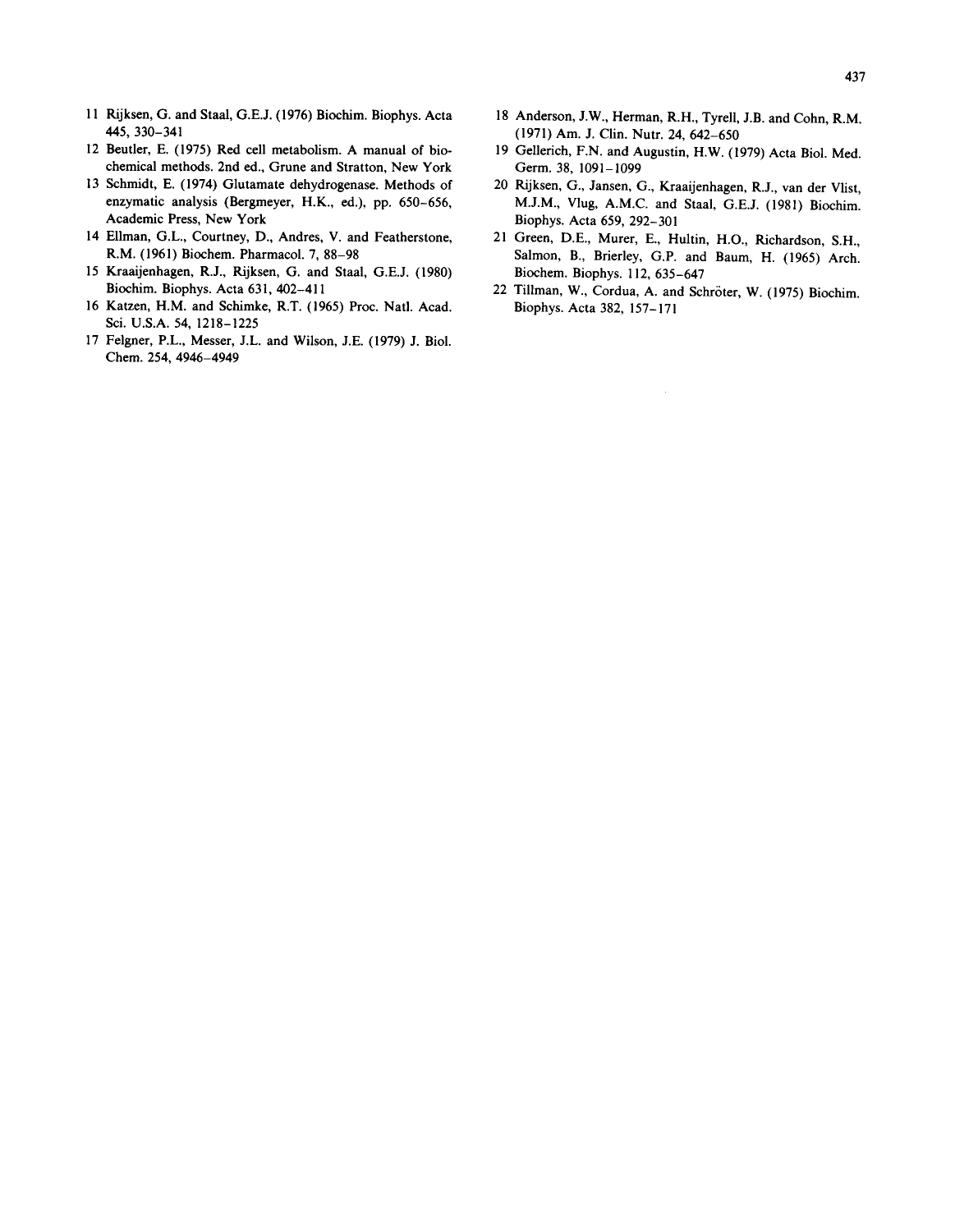11 Rijksen, G. and Staal, G.E.J. (1976) Biochim. Biophys. Acta 445, 330–341

12 Beutler, E. (1975) Red cell metabolism. A manual of biochemical methods. 2nd ed., Grune and Stratton, New York

13 Schmidt, E. (1974) Glutamate dehydrogenase. Methods of enzymatic analysis (Bergmeyer, H.K., ed.), pp. 650–656, Academic Press, New York

14 Ellman, G.L., Courtney, D., Andres, V. and Featherstone, R.M. (1961) Biochem. Pharmacol. 7, 88–98

15 Kraaijenhagen, R.J., Rijksen, G. and Staal, G.E.J. (1980) Biochim. Biophys. Acta 631, 402–411

16 Katzen, H.M. and Schimke, R.T. (1965) Proc. Natl. Acad. Sci. U.S.A. 54, 1218–1225

17 Felgner, P.L., Messer, J.L. and Wilson, J.E. (1979) J. Biol. Chem. 254, 4946–4949

18 Anderson, J.W., Herman, R.H., Tyrell, J.B. and Cohn, R.M. (1971) Am. J. Clin. Nutr. 24, 642–650

19 Gellerich, F.N. and Augustin, H.W. (1979) Acta Biol. Med. Germ. 38, 1091–1099

20 Rijksen, G., Jansen, G., Kraaijenhagen, R.J., van der Vlist, M.J.M., Vlug, A.M.C. and Staal, G.E.J. (1981) Biochim. Biophys. Acta 659, 292–301

21 Green, D.E., Murer, E., Hultin, H.O., Richardson, S.H., Salmon, B., Brierley, G.P. and Baum, H. (1965) Arch. Biochem. Biophys. 112, 635–647

22 Tillman, W., Cordua, A. and Schröter, W. (1975) Biochim. Biophys. Acta 382, 157–171